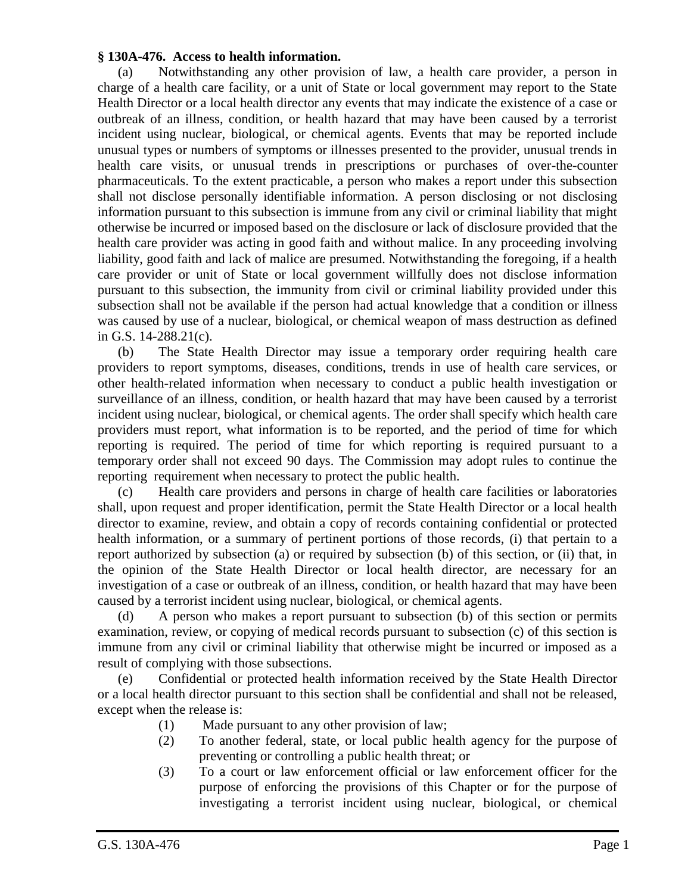**§ 130A-476. Access to health information.**

(a) Notwithstanding any other provision of law, a health care provider, a person in charge of a health care facility, or a unit of State or local government may report to the State Health Director or a local health director any events that may indicate the existence of a case or outbreak of an illness, condition, or health hazard that may have been caused by a terrorist incident using nuclear, biological, or chemical agents. Events that may be reported include unusual types or numbers of symptoms or illnesses presented to the provider, unusual trends in health care visits, or unusual trends in prescriptions or purchases of over-the-counter pharmaceuticals. To the extent practicable, a person who makes a report under this subsection shall not disclose personally identifiable information. A person disclosing or not disclosing information pursuant to this subsection is immune from any civil or criminal liability that might otherwise be incurred or imposed based on the disclosure or lack of disclosure provided that the health care provider was acting in good faith and without malice. In any proceeding involving liability, good faith and lack of malice are presumed. Notwithstanding the foregoing, if a health care provider or unit of State or local government willfully does not disclose information pursuant to this subsection, the immunity from civil or criminal liability provided under this subsection shall not be available if the person had actual knowledge that a condition or illness was caused by use of a nuclear, biological, or chemical weapon of mass destruction as defined in G.S. 14-288.21(c).

(b) The State Health Director may issue a temporary order requiring health care providers to report symptoms, diseases, conditions, trends in use of health care services, or other health-related information when necessary to conduct a public health investigation or surveillance of an illness, condition, or health hazard that may have been caused by a terrorist incident using nuclear, biological, or chemical agents. The order shall specify which health care providers must report, what information is to be reported, and the period of time for which reporting is required. The period of time for which reporting is required pursuant to a temporary order shall not exceed 90 days. The Commission may adopt rules to continue the reporting requirement when necessary to protect the public health.

(c) Health care providers and persons in charge of health care facilities or laboratories shall, upon request and proper identification, permit the State Health Director or a local health director to examine, review, and obtain a copy of records containing confidential or protected health information, or a summary of pertinent portions of those records, (i) that pertain to a report authorized by subsection (a) or required by subsection (b) of this section, or (ii) that, in the opinion of the State Health Director or local health director, are necessary for an investigation of a case or outbreak of an illness, condition, or health hazard that may have been caused by a terrorist incident using nuclear, biological, or chemical agents.

(d) A person who makes a report pursuant to subsection (b) of this section or permits examination, review, or copying of medical records pursuant to subsection (c) of this section is immune from any civil or criminal liability that otherwise might be incurred or imposed as a result of complying with those subsections.

(e) Confidential or protected health information received by the State Health Director or a local health director pursuant to this section shall be confidential and shall not be released, except when the release is:

(1) Made pursuant to any other provision of law;

(2) To another federal, state, or local public health agency for the purpose of preventing or controlling a public health threat; or

(3) To a court or law enforcement official or law enforcement officer for the purpose of enforcing the provisions of this Chapter or for the purpose of investigating a terrorist incident using nuclear, biological, or chemical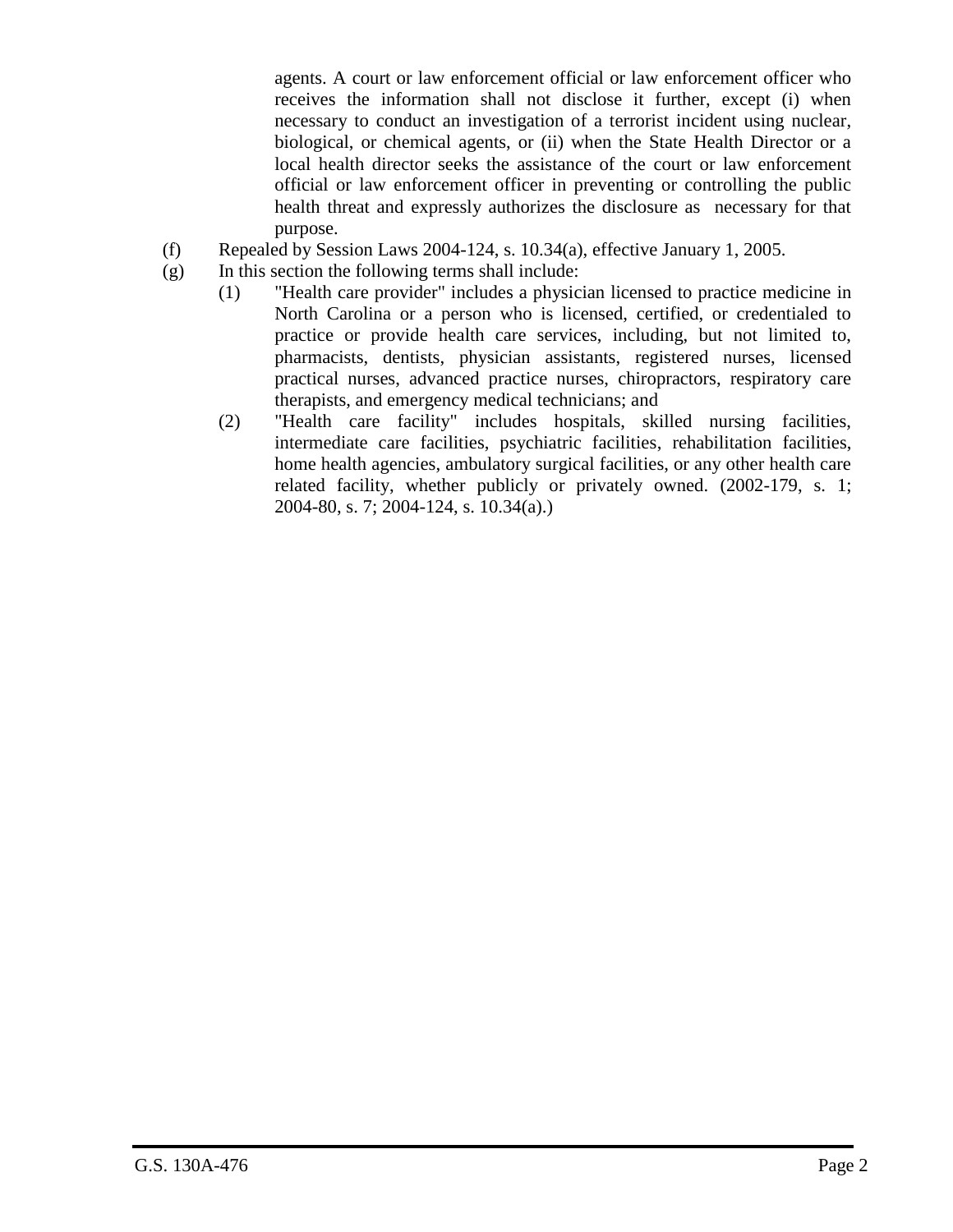agents. A court or law enforcement official or law enforcement officer who receives the information shall not disclose it further, except (i) when necessary to conduct an investigation of a terrorist incident using nuclear, biological, or chemical agents, or (ii) when the State Health Director or a local health director seeks the assistance of the court or law enforcement official or law enforcement officer in preventing or controlling the public health threat and expressly authorizes the disclosure as necessary for that purpose.

(f) Repealed by Session Laws 2004-124, s. 10.34(a), effective January 1, 2005.

(g) In this section the following terms shall include:

(1) "Health care provider" includes a physician licensed to practice medicine in North Carolina or a person who is licensed, certified, or credentialed to practice or provide health care services, including, but not limited to, pharmacists, dentists, physician assistants, registered nurses, licensed practical nurses, advanced practice nurses, chiropractors, respiratory care therapists, and emergency medical technicians; and

(2) "Health care facility" includes hospitals, skilled nursing facilities, intermediate care facilities, psychiatric facilities, rehabilitation facilities, home health agencies, ambulatory surgical facilities, or any other health care related facility, whether publicly or privately owned. (2002-179, s. 1; 2004-80, s. 7; 2004-124, s. 10.34(a).)